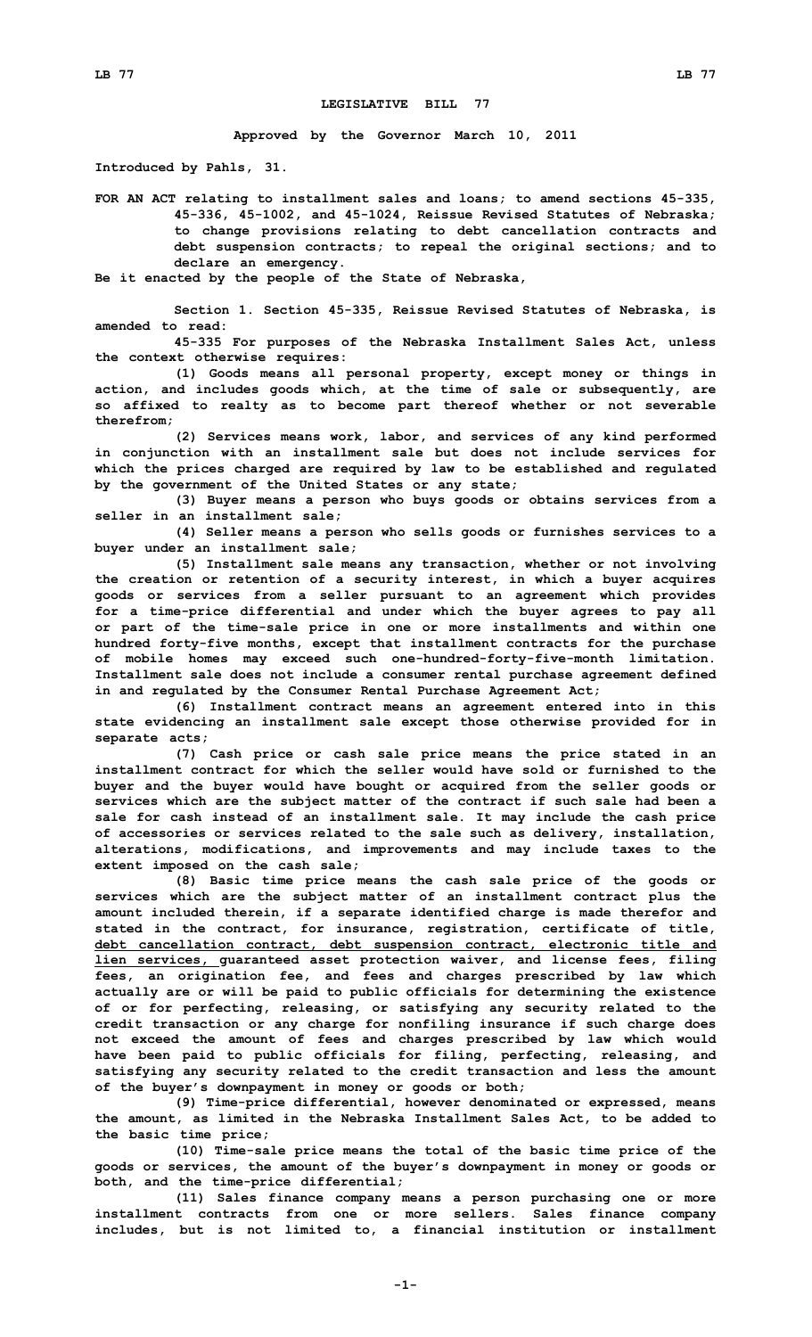# LEGISLATIVE BILL 77

**Approved by the Governor March 10, 2011**

**Introduced by Pahls, 31.**

**FOR AN ACT relating to installment sales and loans; to amend sections 45-335, 45-336, 45-1002, and 45-1024, Reissue Revised Statutes of Nebraska; to change provisions relating to debt cancellation contracts and debt suspension contracts; to repeal the original sections; and to declare an emergency.**

**Be it enacted by the people of the State of Nebraska,**

**Section 1. Section 45-335, Reissue Revised Statutes of Nebraska, is amended to read:**

**45-335 For purposes of the Nebraska Installment Sales Act, unless the context otherwise requires:**

**(1) Goods means all personal property, except money or things in action, and includes goods which, at the time of sale or subsequently, are so affixed to realty as to become part thereof whether or not severable therefrom;**

**(2) Services means work, labor, and services of any kind performed in conjunction with an installment sale but does not include services for which the prices charged are required by law to be established and regulated by the government of the United States or any state;**

**(3) Buyer means a person who buys goods or obtains services from a seller in an installment sale;**

**(4) Seller means a person who sells goods or furnishes services to a buyer under an installment sale;**

**(5) Installment sale means any transaction, whether or not involving the creation or retention of a security interest, in which a buyer acquires goods or services from a seller pursuant to an agreement which provides for a time-price differential and under which the buyer agrees to pay all or part of the time-sale price in one or more installments and within one hundred forty-five months, except that installment contracts for the purchase of mobile homes may exceed such one-hundred-forty-five-month limitation. Installment sale does not include a consumer rental purchase agreement defined in and regulated by the Consumer Rental Purchase Agreement Act;**

**(6) Installment contract means an agreement entered into in this state evidencing an installment sale except those otherwise provided for in separate acts;**

**(7) Cash price or cash sale price means the price stated in an installment contract for which the seller would have sold or furnished to the buyer and the buyer would have bought or acquired from the seller goods or services which are the subject matter of the contract if such sale had been a sale for cash instead of an installment sale. It may include the cash price of accessories or services related to the sale such as delivery, installation, alterations, modifications, and improvements and may include taxes to the extent imposed on the cash sale;**

**(8) Basic time price means the cash sale price of the goods or services which are the subject matter of an installment contract plus the amount included therein, if a separate identified charge is made therefor and stated in the contract, for insurance, registration, certificate of title, <u>debt cancellation contract, debt suspension contract, electronic title and lien services,</u> guaranteed asset protection waiver, and license fees, filing fees, an origination fee, and fees and charges prescribed by law which actually are or will be paid to public officials for determining the existence of or for perfecting, releasing, or satisfying any security related to the credit transaction or any charge for nonfiling insurance if such charge does not exceed the amount of fees and charges prescribed by law which would have been paid to public officials for filing, perfecting, releasing, and satisfying any security related to the credit transaction and less the amount of the buyer's downpayment in money or goods or both;**

**(9) Time-price differential, however denominated or expressed, means the amount, as limited in the Nebraska Installment Sales Act, to be added to the basic time price;**

**(10) Time-sale price means the total of the basic time price of the goods or services, the amount of the buyer's downpayment in money or goods or both, and the time-price differential;**

**(11) Sales finance company means a person purchasing one or more installment contracts from one or more sellers. Sales finance company includes, but is not limited to, a financial institution or installment**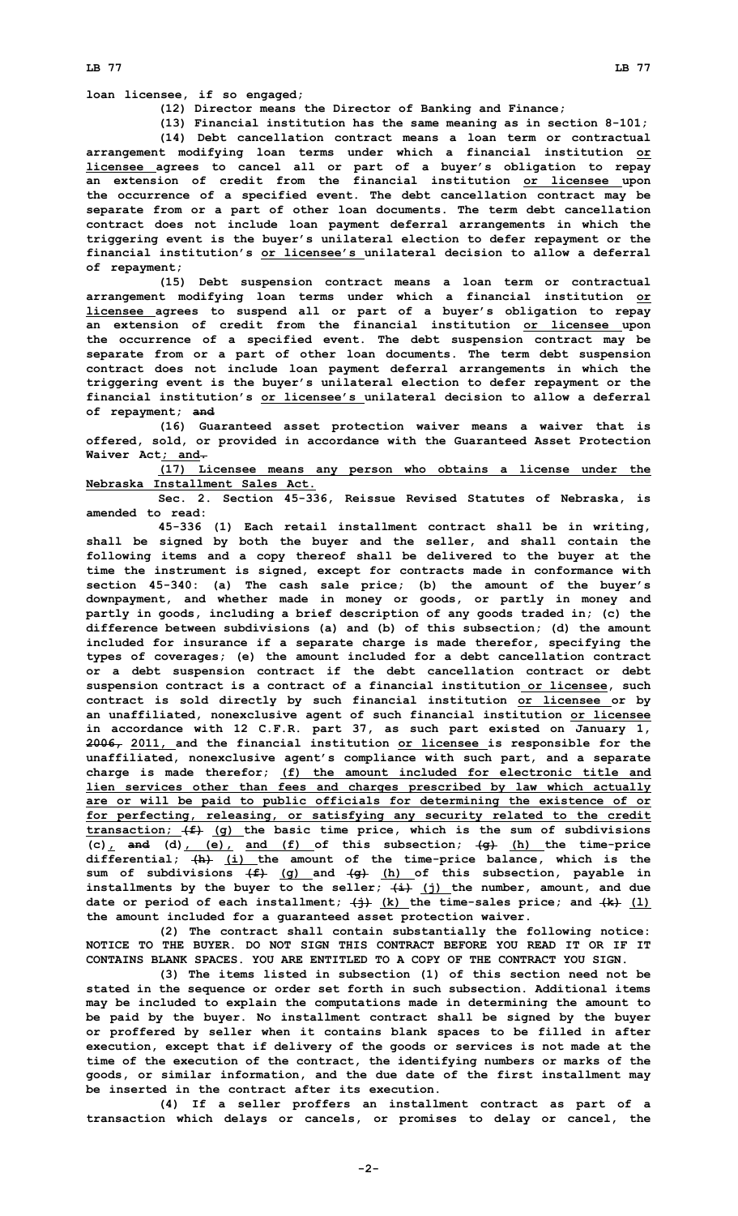loan licensee, if so engaged;

(12) Director means the Director of Banking and Finance;

(13) Financial institution has the same meaning as in section 8-101;

(14) Debt cancellation contract means a loan term or contractual arrangement modifying loan terms under which a financial institution or licensee agrees to cancel all or part of a buyer's obligation to repay an extension of credit from the financial institution or licensee upon the occurrence of a specified event. The debt cancellation contract may be separate from or a part of other loan documents. The term debt cancellation contract does not include loan payment deferral arrangements in which the triggering event is the buyer's unilateral election to defer repayment or the financial institution's or licensee's unilateral decision to allow a deferral of repayment;

(15) Debt suspension contract means a loan term or contractual arrangement modifying loan terms under which a financial institution or licensee agrees to suspend all or part of a buyer's obligation to repay an extension of credit from the financial institution or licensee upon the occurrence of a specified event. The debt suspension contract may be separate from or a part of other loan documents. The term debt suspension contract does not include loan payment deferral arrangements in which the triggering event is the buyer's unilateral election to defer repayment or the financial institution's or licensee's unilateral decision to allow a deferral of repayment; ~~and~~

(16) Guaranteed asset protection waiver means a waiver that is offered, sold, or provided in accordance with the Guaranteed Asset Protection Waiver Act; and~~.~~

(17) Licensee means any person who obtains a license under the Nebraska Installment Sales Act.

Sec. 2. Section 45-336, Reissue Revised Statutes of Nebraska, is amended to read:

45-336 (1) Each retail installment contract shall be in writing, shall be signed by both the buyer and the seller, and shall contain the following items and a copy thereof shall be delivered to the buyer at the time the instrument is signed, except for contracts made in conformance with section 45-340: (a) The cash sale price; (b) the amount of the buyer's downpayment, and whether made in money or goods, or partly in money and partly in goods, including a brief description of any goods traded in; (c) the difference between subdivisions (a) and (b) of this subsection; (d) the amount included for insurance if a separate charge is made therefor, specifying the types of coverages; (e) the amount included for a debt cancellation contract or a debt suspension contract if the debt cancellation contract or debt suspension contract is a contract of a financial institution or licensee, such contract is sold directly by such financial institution or licensee or by an unaffiliated, nonexclusive agent of such financial institution or licensee in accordance with 12 C.F.R. part 37, as such part existed on January 1, ~~2006,~~ 2011, and the financial institution or licensee is responsible for the unaffiliated, nonexclusive agent's compliance with such part, and a separate charge is made therefor; (f) the amount included for electronic title and lien services other than fees and charges prescribed by law which actually are or will be paid to public officials for determining the existence of or for perfecting, releasing, or satisfying any security related to the credit transaction; ~~(f)~~ (g) the basic time price, which is the sum of subdivisions (c), ~~and~~ (d), (e), and (f) of this subsection; ~~(g)~~ (h) the time-price differential; ~~(h)~~ (i) the amount of the time-price balance, which is the sum of subdivisions ~~(f)~~ (g) and ~~(g)~~ (h) of this subsection, payable in installments by the buyer to the seller; ~~(i)~~ (j) the number, amount, and due date or period of each installment; ~~(j)~~ (k) the time-sales price; and ~~(k)~~ (l) the amount included for a guaranteed asset protection waiver.

(2) The contract shall contain substantially the following notice: NOTICE TO THE BUYER. DO NOT SIGN THIS CONTRACT BEFORE YOU READ IT OR IF IT CONTAINS BLANK SPACES. YOU ARE ENTITLED TO A COPY OF THE CONTRACT YOU SIGN.

(3) The items listed in subsection (1) of this section need not be stated in the sequence or order set forth in such subsection. Additional items may be included to explain the computations made in determining the amount to be paid by the buyer. No installment contract shall be signed by the buyer or proffered by seller when it contains blank spaces to be filled in after execution, except that if delivery of the goods or services is not made at the time of the execution of the contract, the identifying numbers or marks of the goods, or similar information, and the due date of the first installment may be inserted in the contract after its execution.

(4) If a seller proffers an installment contract as part of a transaction which delays or cancels, or promises to delay or cancel, the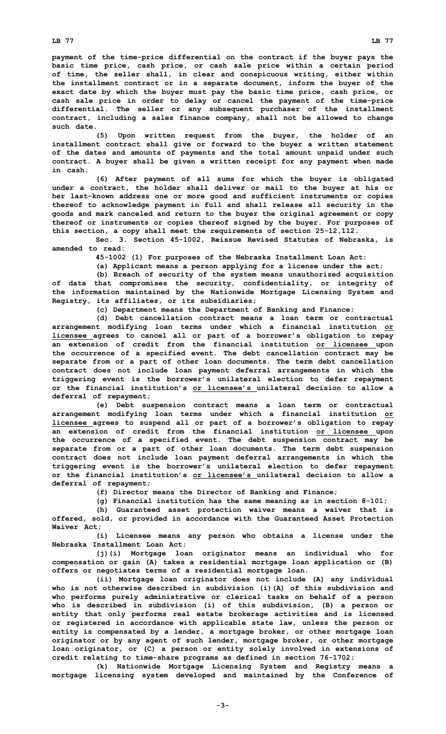payment of the time-price differential on the contract if the buyer pays the basic time price, cash price, or cash sale price within a certain period of time, the seller shall, in clear and conspicuous writing, either within the installment contract or in a separate document, inform the buyer of the exact date by which the buyer must pay the basic time price, cash price, or cash sale price in order to delay or cancel the payment of the time-price differential. The seller or any subsequent purchaser of the installment contract, including a sales finance company, shall not be allowed to change such date.

(5) Upon written request from the buyer, the holder of an installment contract shall give or forward to the buyer a written statement of the dates and amounts of payments and the total amount unpaid under such contract. A buyer shall be given a written receipt for any payment when made in cash.

(6) After payment of all sums for which the buyer is obligated under a contract, the holder shall deliver or mail to the buyer at his or her last-known address one or more good and sufficient instruments or copies thereof to acknowledge payment in full and shall release all security in the goods and mark canceled and return to the buyer the original agreement or copy thereof or instruments or copies thereof signed by the buyer. For purposes of this section, a copy shall meet the requirements of section 25-12,112.

Sec. 3. Section 45-1002, Reissue Revised Statutes of Nebraska, is amended to read:

45-1002 (1) For purposes of the Nebraska Installment Loan Act:

(a) Applicant means a person applying for a license under the act;

(b) Breach of security of the system means unauthorized acquisition of data that compromises the security, confidentiality, or integrity of the information maintained by the Nationwide Mortgage Licensing System and Registry, its affiliates, or its subsidiaries;

(c) Department means the Department of Banking and Finance;

(d) Debt cancellation contract means a loan term or contractual arrangement modifying loan terms under which a financial institution <u>or licensee</u> agrees to cancel all or part of a borrower's obligation to repay an extension of credit from the financial institution <u>or licensee</u> upon the occurrence of a specified event. The debt cancellation contract may be separate from or a part of other loan documents. The term debt cancellation contract does not include loan payment deferral arrangements in which the triggering event is the borrower's unilateral election to defer repayment or the financial institution's <u>or licensee's</u> unilateral decision to allow a deferral of repayment;

(e) Debt suspension contract means a loan term or contractual arrangement modifying loan terms under which a financial institution <u>or licensee</u> agrees to suspend all or part of a borrower's obligation to repay an extension of credit from the financial institution <u>or licensee</u> upon the occurrence of a specified event. The debt suspension contract may be separate from or a part of other loan documents. The term debt suspension contract does not include loan payment deferral arrangements in which the triggering event is the borrower's unilateral election to defer repayment or the financial institution's <u>or licensee's</u> unilateral decision to allow a deferral of repayment;

(f) Director means the Director of Banking and Finance;

(g) Financial institution has the same meaning as in section 8-101;

(h) Guaranteed asset protection waiver means a waiver that is offered, sold, or provided in accordance with the Guaranteed Asset Protection Waiver Act;

(i) Licensee means any person who obtains a license under the Nebraska Installment Loan Act;

(j)(i) Mortgage loan originator means an individual who for compensation or gain (A) takes a residential mortgage loan application or (B) offers or negotiates terms of a residential mortgage loan.

(ii) Mortgage loan originator does not include (A) any individual who is not otherwise described in subdivision (i)(A) of this subdivision and who performs purely administrative or clerical tasks on behalf of a person who is described in subdivision (i) of this subdivision, (B) a person or entity that only performs real estate brokerage activities and is licensed or registered in accordance with applicable state law, unless the person or entity is compensated by a lender, a mortgage broker, or other mortgage loan originator or by any agent of such lender, mortgage broker, or other mortgage loan originator, or (C) a person or entity solely involved in extensions of credit relating to time-share programs as defined in section 76-1702;

(k) Nationwide Mortgage Licensing System and Registry means a mortgage licensing system developed and maintained by the Conference of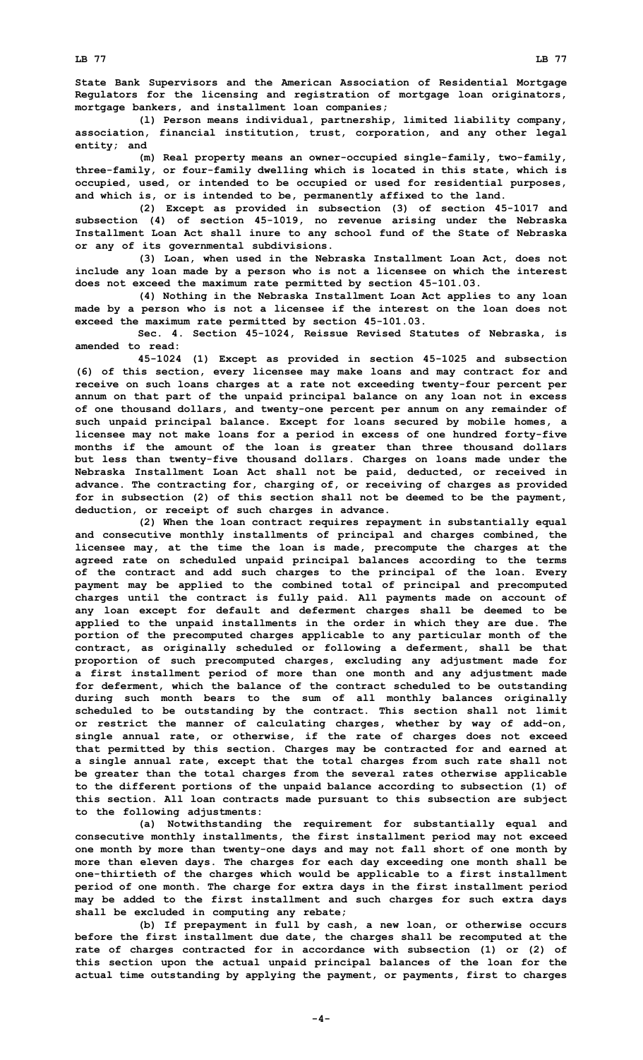**State Bank Supervisors and the American Association of Residential Mortgage Regulators for the licensing and registration of mortgage loan originators, mortgage bankers, and installment loan companies;**

**(l) Person means individual, partnership, limited liability company, association, financial institution, trust, corporation, and any other legal entity; and**

**(m) Real property means an owner-occupied single-family, two-family, three-family, or four-family dwelling which is located in this state, which is occupied, used, or intended to be occupied or used for residential purposes, and which is, or is intended to be, permanently affixed to the land.**

**(2) Except as provided in subsection (3) of section 45-1017 and subsection (4) of section 45-1019, no revenue arising under the Nebraska Installment Loan Act shall inure to any school fund of the State of Nebraska or any of its governmental subdivisions.**

**(3) Loan, when used in the Nebraska Installment Loan Act, does not include any loan made by a person who is not a licensee on which the interest does not exceed the maximum rate permitted by section 45-101.03.**

**(4) Nothing in the Nebraska Installment Loan Act applies to any loan made by a person who is not a licensee if the interest on the loan does not exceed the maximum rate permitted by section 45-101.03.**

**Sec. 4. Section 45-1024, Reissue Revised Statutes of Nebraska, is amended to read:**

**45-1024 (1) Except as provided in section 45-1025 and subsection (6) of this section, every licensee may make loans and may contract for and receive on such loans charges at a rate not exceeding twenty-four percent per annum on that part of the unpaid principal balance on any loan not in excess of one thousand dollars, and twenty-one percent per annum on any remainder of such unpaid principal balance. Except for loans secured by mobile homes, a licensee may not make loans for a period in excess of one hundred forty-five months if the amount of the loan is greater than three thousand dollars but less than twenty-five thousand dollars. Charges on loans made under the Nebraska Installment Loan Act shall not be paid, deducted, or received in advance. The contracting for, charging of, or receiving of charges as provided for in subsection (2) of this section shall not be deemed to be the payment, deduction, or receipt of such charges in advance.**

**(2) When the loan contract requires repayment in substantially equal and consecutive monthly installments of principal and charges combined, the licensee may, at the time the loan is made, precompute the charges at the agreed rate on scheduled unpaid principal balances according to the terms of the contract and add such charges to the principal of the loan. Every payment may be applied to the combined total of principal and precomputed charges until the contract is fully paid. All payments made on account of any loan except for default and deferment charges shall be deemed to be applied to the unpaid installments in the order in which they are due. The portion of the precomputed charges applicable to any particular month of the contract, as originally scheduled or following a deferment, shall be that proportion of such precomputed charges, excluding any adjustment made for a first installment period of more than one month and any adjustment made for deferment, which the balance of the contract scheduled to be outstanding during such month bears to the sum of all monthly balances originally scheduled to be outstanding by the contract. This section shall not limit or restrict the manner of calculating charges, whether by way of add-on, single annual rate, or otherwise, if the rate of charges does not exceed that permitted by this section. Charges may be contracted for and earned at a single annual rate, except that the total charges from such rate shall not be greater than the total charges from the several rates otherwise applicable to the different portions of the unpaid balance according to subsection (1) of this section. All loan contracts made pursuant to this subsection are subject to the following adjustments:**

**(a) Notwithstanding the requirement for substantially equal and consecutive monthly installments, the first installment period may not exceed one month by more than twenty-one days and may not fall short of one month by more than eleven days. The charges for each day exceeding one month shall be one-thirtieth of the charges which would be applicable to a first installment period of one month. The charge for extra days in the first installment period may be added to the first installment and such charges for such extra days shall be excluded in computing any rebate;**

**(b) If prepayment in full by cash, a new loan, or otherwise occurs before the first installment due date, the charges shall be recomputed at the rate of charges contracted for in accordance with subsection (1) or (2) of this section upon the actual unpaid principal balances of the loan for the actual time outstanding by applying the payment, or payments, first to charges**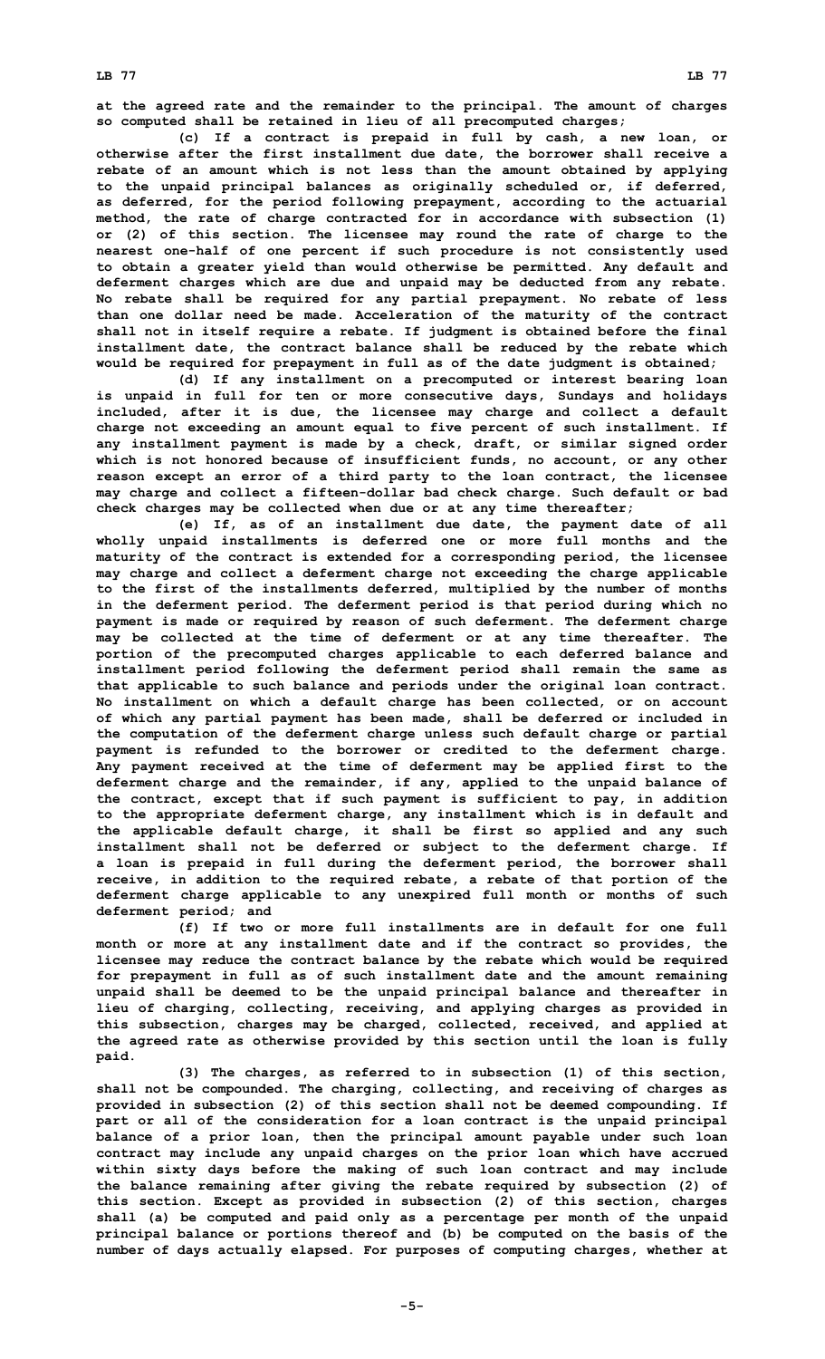at the agreed rate and the remainder to the principal. The amount of charges so computed shall be retained in lieu of all precomputed charges;

(c) If a contract is prepaid in full by cash, a new loan, or otherwise after the first installment due date, the borrower shall receive a rebate of an amount which is not less than the amount obtained by applying to the unpaid principal balances as originally scheduled or, if deferred, as deferred, for the period following prepayment, according to the actuarial method, the rate of charge contracted for in accordance with subsection (1) or (2) of this section. The licensee may round the rate of charge to the nearest one-half of one percent if such procedure is not consistently used to obtain a greater yield than would otherwise be permitted. Any default and deferment charges which are due and unpaid may be deducted from any rebate. No rebate shall be required for any partial prepayment. No rebate of less than one dollar need be made. Acceleration of the maturity of the contract shall not in itself require a rebate. If judgment is obtained before the final installment date, the contract balance shall be reduced by the rebate which would be required for prepayment in full as of the date judgment is obtained;

(d) If any installment on a precomputed or interest bearing loan is unpaid in full for ten or more consecutive days, Sundays and holidays included, after it is due, the licensee may charge and collect a default charge not exceeding an amount equal to five percent of such installment. If any installment payment is made by a check, draft, or similar signed order which is not honored because of insufficient funds, no account, or any other reason except an error of a third party to the loan contract, the licensee may charge and collect a fifteen-dollar bad check charge. Such default or bad check charges may be collected when due or at any time thereafter;

(e) If, as of an installment due date, the payment date of all wholly unpaid installments is deferred one or more full months and the maturity of the contract is extended for a corresponding period, the licensee may charge and collect a deferment charge not exceeding the charge applicable to the first of the installments deferred, multiplied by the number of months in the deferment period. The deferment period is that period during which no payment is made or required by reason of such deferment. The deferment charge may be collected at the time of deferment or at any time thereafter. The portion of the precomputed charges applicable to each deferred balance and installment period following the deferment period shall remain the same as that applicable to such balance and periods under the original loan contract. No installment on which a default charge has been collected, or on account of which any partial payment has been made, shall be deferred or included in the computation of the deferment charge unless such default charge or partial payment is refunded to the borrower or credited to the deferment charge. Any payment received at the time of deferment may be applied first to the deferment charge and the remainder, if any, applied to the unpaid balance of the contract, except that if such payment is sufficient to pay, in addition to the appropriate deferment charge, any installment which is in default and the applicable default charge, it shall be first so applied and any such installment shall not be deferred or subject to the deferment charge. If a loan is prepaid in full during the deferment period, the borrower shall receive, in addition to the required rebate, a rebate of that portion of the deferment charge applicable to any unexpired full month or months of such deferment period; and

(f) If two or more full installments are in default for one full month or more at any installment date and if the contract so provides, the licensee may reduce the contract balance by the rebate which would be required for prepayment in full as of such installment date and the amount remaining unpaid shall be deemed to be the unpaid principal balance and thereafter in lieu of charging, collecting, receiving, and applying charges as provided in this subsection, charges may be charged, collected, received, and applied at the agreed rate as otherwise provided by this section until the loan is fully paid.

(3) The charges, as referred to in subsection (1) of this section, shall not be compounded. The charging, collecting, and receiving of charges as provided in subsection (2) of this section shall not be deemed compounding. If part or all of the consideration for a loan contract is the unpaid principal balance of a prior loan, then the principal amount payable under such loan contract may include any unpaid charges on the prior loan which have accrued within sixty days before the making of such loan contract and may include the balance remaining after giving the rebate required by subsection (2) of this section. Except as provided in subsection (2) of this section, charges shall (a) be computed and paid only as a percentage per month of the unpaid principal balance or portions thereof and (b) be computed on the basis of the number of days actually elapsed. For purposes of computing charges, whether at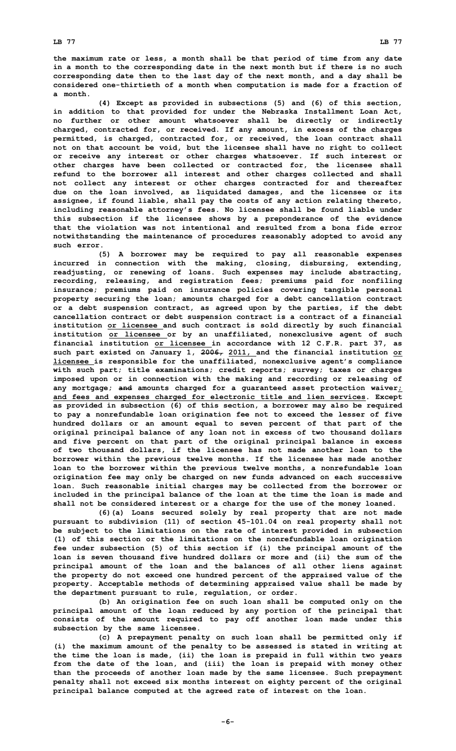the maximum rate or less, a month shall be that period of time from any date in a month to the corresponding date in the next month but if there is no such corresponding date then to the last day of the next month, and a day shall be considered one-thirtieth of a month when computation is made for a fraction of a month.

(4) Except as provided in subsections (5) and (6) of this section, in addition to that provided for under the Nebraska Installment Loan Act, no further or other amount whatsoever shall be directly or indirectly charged, contracted for, or received. If any amount, in excess of the charges permitted, is charged, contracted for, or received, the loan contract shall not on that account be void, but the licensee shall have no right to collect or receive any interest or other charges whatsoever. If such interest or other charges have been collected or contracted for, the licensee shall refund to the borrower all interest and other charges collected and shall not collect any interest or other charges contracted for and thereafter due on the loan involved, as liquidated damages, and the licensee or its assignee, if found liable, shall pay the costs of any action relating thereto, including reasonable attorney's fees. No licensee shall be found liable under this subsection if the licensee shows by a preponderance of the evidence that the violation was not intentional and resulted from a bona fide error notwithstanding the maintenance of procedures reasonably adopted to avoid any such error.

(5) A borrower may be required to pay all reasonable expenses incurred in connection with the making, closing, disbursing, extending, readjusting, or renewing of loans. Such expenses may include abstracting, recording, releasing, and registration fees; premiums paid for nonfiling insurance; premiums paid on insurance policies covering tangible personal property securing the loan; amounts charged for a debt cancellation contract or a debt suspension contract, as agreed upon by the parties, if the debt cancellation contract or debt suspension contract is a contract of a financial institution or licensee and such contract is sold directly by such financial institution or licensee or by an unaffiliated, nonexclusive agent of such financial institution or licensee in accordance with 12 C.F.R. part 37, as such part existed on January 1, ~~2006,~~ 2011, and the financial institution or licensee is responsible for the unaffiliated, nonexclusive agent's compliance with such part; title examinations; credit reports; survey; taxes or charges imposed upon or in connection with the making and recording or releasing of any mortgage; ~~and~~ amounts charged for a guaranteed asset protection waiver; and fees and expenses charged for electronic title and lien services. Except as provided in subsection (6) of this section, a borrower may also be required to pay a nonrefundable loan origination fee not to exceed the lesser of five hundred dollars or an amount equal to seven percent of that part of the original principal balance of any loan not in excess of two thousand dollars and five percent on that part of the original principal balance in excess of two thousand dollars, if the licensee has not made another loan to the borrower within the previous twelve months. If the licensee has made another loan to the borrower within the previous twelve months, a nonrefundable loan origination fee may only be charged on new funds advanced on each successive loan. Such reasonable initial charges may be collected from the borrower or included in the principal balance of the loan at the time the loan is made and shall not be considered interest or a charge for the use of the money loaned.

(6)(a) Loans secured solely by real property that are not made pursuant to subdivision (11) of section 45-101.04 on real property shall not be subject to the limitations on the rate of interest provided in subsection (1) of this section or the limitations on the nonrefundable loan origination fee under subsection (5) of this section if (i) the principal amount of the loan is seven thousand five hundred dollars or more and (ii) the sum of the principal amount of the loan and the balances of all other liens against the property do not exceed one hundred percent of the appraised value of the property. Acceptable methods of determining appraised value shall be made by the department pursuant to rule, regulation, or order.

(b) An origination fee on such loan shall be computed only on the principal amount of the loan reduced by any portion of the principal that consists of the amount required to pay off another loan made under this subsection by the same licensee.

(c) A prepayment penalty on such loan shall be permitted only if (i) the maximum amount of the penalty to be assessed is stated in writing at the time the loan is made, (ii) the loan is prepaid in full within two years from the date of the loan, and (iii) the loan is prepaid with money other than the proceeds of another loan made by the same licensee. Such prepayment penalty shall not exceed six months interest on eighty percent of the original principal balance computed at the agreed rate of interest on the loan.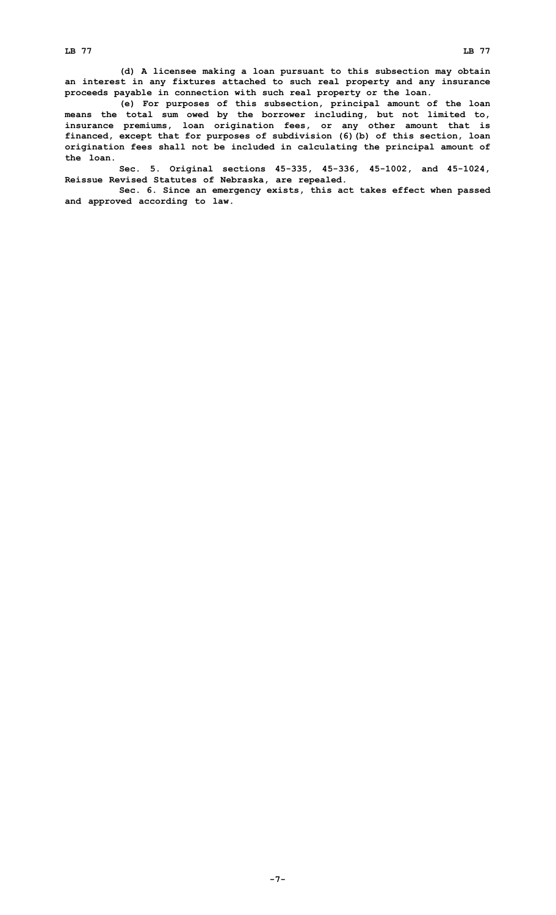(d) A licensee making a loan pursuant to this subsection may obtain an interest in any fixtures attached to such real property and any insurance proceeds payable in connection with such real property or the loan.

(e) For purposes of this subsection, principal amount of the loan means the total sum owed by the borrower including, but not limited to, insurance premiums, loan origination fees, or any other amount that is financed, except that for purposes of subdivision (6)(b) of this section, loan origination fees shall not be included in calculating the principal amount of the loan.

Sec. 5. Original sections 45-335, 45-336, 45-1002, and 45-1024, Reissue Revised Statutes of Nebraska, are repealed.

Sec. 6. Since an emergency exists, this act takes effect when passed and approved according to law.